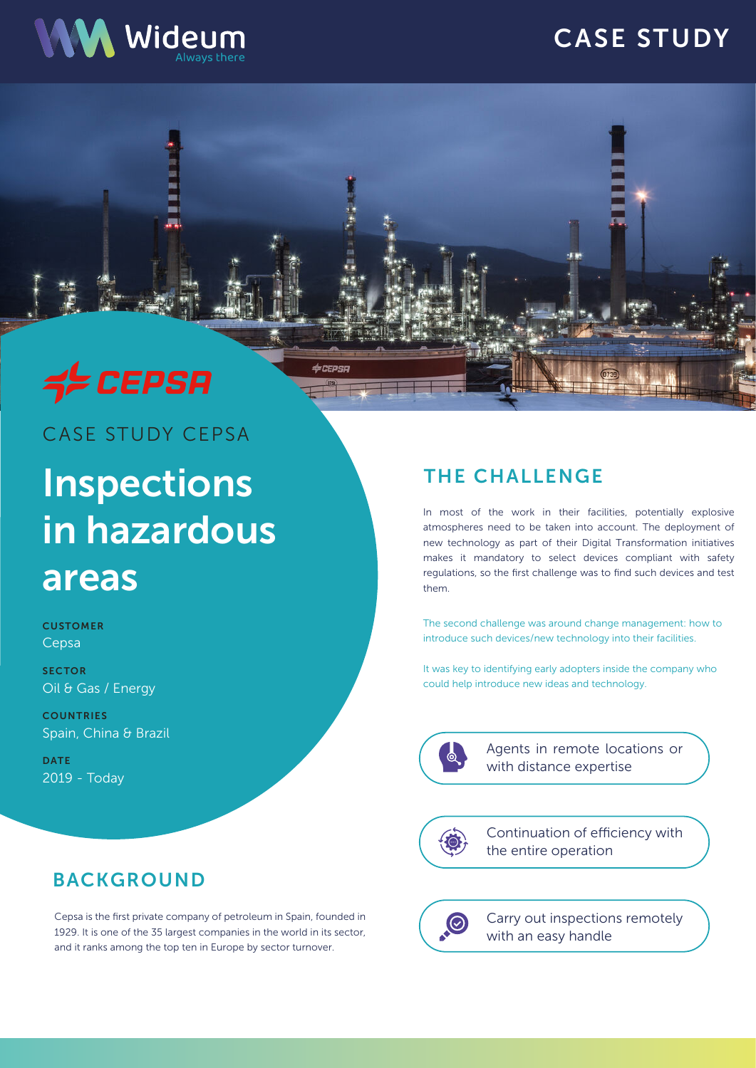Wideum
Always there

CASE STUDY

CEPSA

CASE STUDY CEPSA

# Inspections in hazardous areas

**CUSTOMER**
Cepsa

**SECTOR**
Oil & Gas / Energy

**COUNTRIES**
Spain, China & Brazil

**DATE**
2019 - Today

## THE CHALLENGE

In most of the work in their facilities, potentially explosive atmospheres need to be taken into account. The deployment of new technology as part of their Digital Transformation initiatives makes it mandatory to select devices compliant with safety regulations, so the first challenge was to find such devices and test them.

The second challenge was around change management: how to introduce such devices/new technology into their facilities.

It was key to identifying early adopters inside the company who could help introduce new ideas and technology.

- Agents in remote locations or with distance expertise
- Continuation of efficiency with the entire operation
- Carry out inspections remotely with an easy handle

## BACKGROUND

Cepsa is the first private company of petroleum in Spain, founded in 1929. It is one of the 35 largest companies in the world in its sector, and it ranks among the top ten in Europe by sector turnover.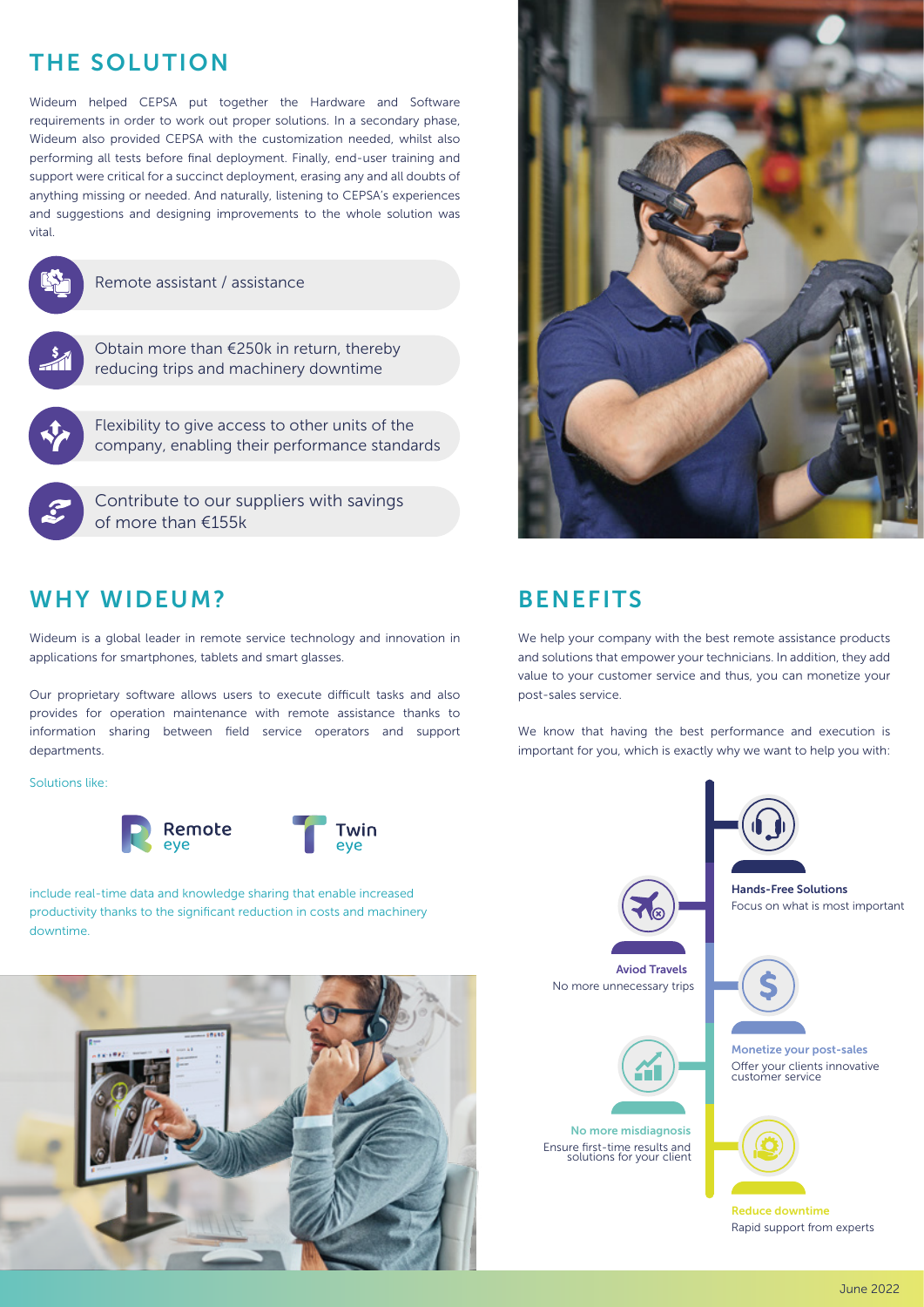## THE SOLUTION

Wideum helped CEPSA put together the Hardware and Software requirements in order to work out proper solutions. In a secondary phase, Wideum also provided CEPSA with the customization needed, whilst also performing all tests before final deployment. Finally, end-user training and support were critical for a succinct deployment, erasing any and all doubts of anything missing or needed. And naturally, listening to CEPSA's experiences and suggestions and designing improvements to the whole solution was vital.

- Remote assistant / assistance
- Obtain more than €250k in return, thereby reducing trips and machinery downtime
- Flexibility to give access to other units of the company, enabling their performance standards
- Contribute to our suppliers with savings of more than €155k

## WHY WIDEUM?

Wideum is a global leader in remote service technology and innovation in applications for smartphones, tablets and smart glasses.

Our proprietary software allows users to execute difficult tasks and also provides for operation maintenance with remote assistance thanks to information sharing between field service operators and support departments.

Solutions like:

Remote eye

Twin eye

include real-time data and knowledge sharing that enable increased productivity thanks to the significant reduction in costs and machinery downtime.

## BENEFITS

We help your company with the best remote assistance products and solutions that empower your technicians. In addition, they add value to your customer service and thus, you can monetize your post-sales service.

We know that having the best performance and execution is important for you, which is exactly why we want to help you with:

**Hands-Free Solutions**
Focus on what is most important

**Aviod Travels**
No more unnecessary trips

**Monetize your post-sales**
Offer your clients innovative customer service

**No more misdiagnosis**
Ensure first-time results and solutions for your client

**Reduce downtime**
Rapid support from experts

June 2022